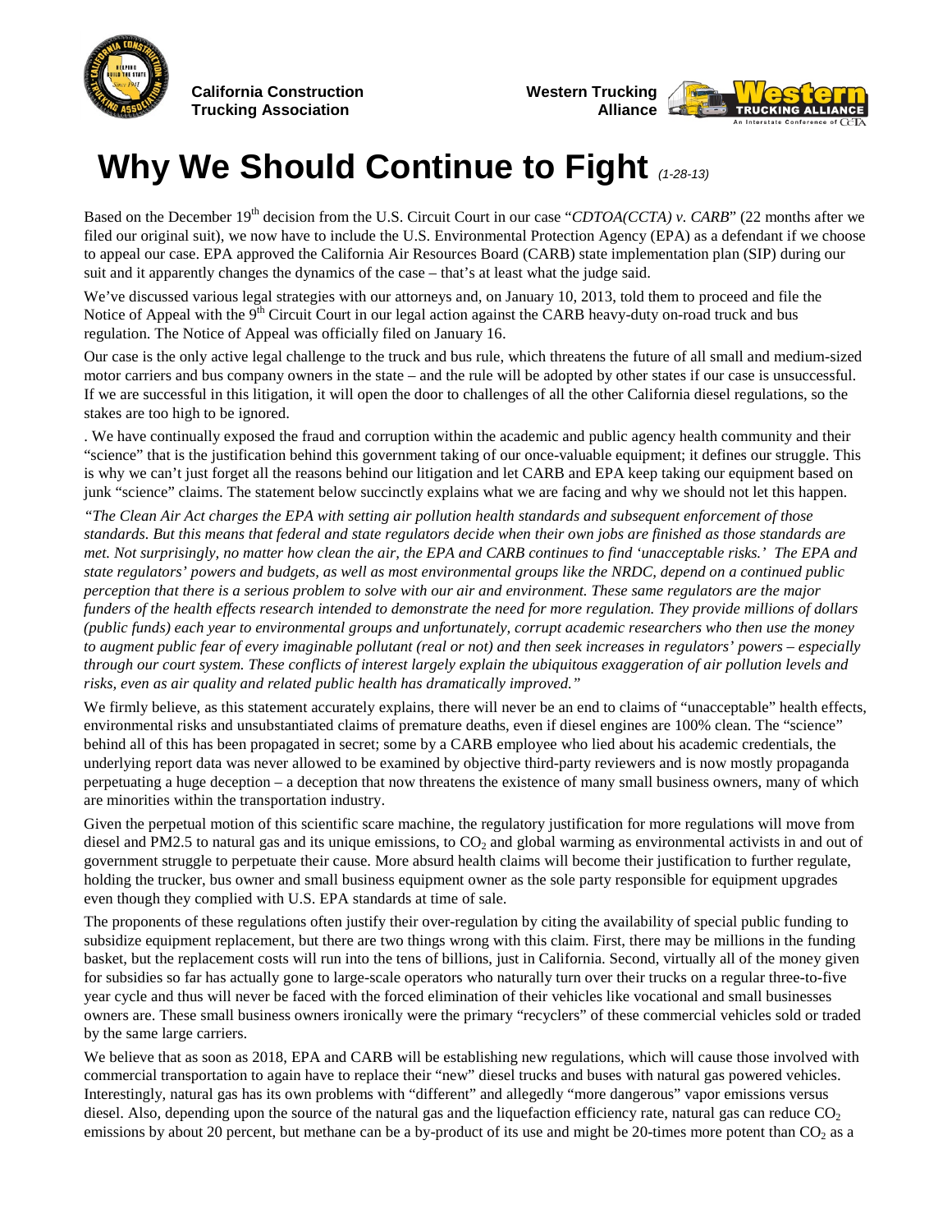California Construction Trucking Association

Western Trucking Alliance

# Why We Should Continue to Fight *(1-28-13)*

Based on the December 19th decision from the U.S. Circuit Court in our case "*CDTOA(CCTA) v. CARB*" (22 months after we filed our original suit), we now have to include the U.S. Environmental Protection Agency (EPA) as a defendant if we choose to appeal our case. EPA approved the California Air Resources Board (CARB) state implementation plan (SIP) during our suit and it apparently changes the dynamics of the case – that's at least what the judge said.

We've discussed various legal strategies with our attorneys and, on January 10, 2013, told them to proceed and file the Notice of Appeal with the 9th Circuit Court in our legal action against the CARB heavy-duty on-road truck and bus regulation. The Notice of Appeal was officially filed on January 16.

Our case is the only active legal challenge to the truck and bus rule, which threatens the future of all small and medium-sized motor carriers and bus company owners in the state – and the rule will be adopted by other states if our case is unsuccessful. If we are successful in this litigation, it will open the door to challenges of all the other California diesel regulations, so the stakes are too high to be ignored.

. We have continually exposed the fraud and corruption within the academic and public agency health community and their "science" that is the justification behind this government taking of our once-valuable equipment; it defines our struggle. This is why we can't just forget all the reasons behind our litigation and let CARB and EPA keep taking our equipment based on junk "science" claims. The statement below succinctly explains what we are facing and why we should not let this happen.

*"The Clean Air Act charges the EPA with setting air pollution health standards and subsequent enforcement of those standards. But this means that federal and state regulators decide when their own jobs are finished as those standards are met. Not surprisingly, no matter how clean the air, the EPA and CARB continues to find 'unacceptable risks.' The EPA and state regulators' powers and budgets, as well as most environmental groups like the NRDC, depend on a continued public perception that there is a serious problem to solve with our air and environment. These same regulators are the major funders of the health effects research intended to demonstrate the need for more regulation. They provide millions of dollars (public funds) each year to environmental groups and unfortunately, corrupt academic researchers who then use the money to augment public fear of every imaginable pollutant (real or not) and then seek increases in regulators' powers – especially through our court system. These conflicts of interest largely explain the ubiquitous exaggeration of air pollution levels and risks, even as air quality and related public health has dramatically improved."*

We firmly believe, as this statement accurately explains, there will never be an end to claims of "unacceptable" health effects, environmental risks and unsubstantiated claims of premature deaths, even if diesel engines are 100% clean. The "science" behind all of this has been propagated in secret; some by a CARB employee who lied about his academic credentials, the underlying report data was never allowed to be examined by objective third-party reviewers and is now mostly propaganda perpetuating a huge deception – a deception that now threatens the existence of many small business owners, many of which are minorities within the transportation industry.

Given the perpetual motion of this scientific scare machine, the regulatory justification for more regulations will move from diesel and PM2.5 to natural gas and its unique emissions, to $CO_2$ and global warming as environmental activists in and out of government struggle to perpetuate their cause. More absurd health claims will become their justification to further regulate, holding the trucker, bus owner and small business equipment owner as the sole party responsible for equipment upgrades even though they complied with U.S. EPA standards at time of sale.

The proponents of these regulations often justify their over-regulation by citing the availability of special public funding to subsidize equipment replacement, but there are two things wrong with this claim. First, there may be millions in the funding basket, but the replacement costs will run into the tens of billions, just in California. Second, virtually all of the money given for subsidies so far has actually gone to large-scale operators who naturally turn over their trucks on a regular three-to-five year cycle and thus will never be faced with the forced elimination of their vehicles like vocational and small businesses owners are. These small business owners ironically were the primary "recyclers" of these commercial vehicles sold or traded by the same large carriers.

We believe that as soon as 2018, EPA and CARB will be establishing new regulations, which will cause those involved with commercial transportation to again have to replace their "new" diesel trucks and buses with natural gas powered vehicles. Interestingly, natural gas has its own problems with "different" and allegedly "more dangerous" vapor emissions versus diesel. Also, depending upon the source of the natural gas and the liquefaction efficiency rate, natural gas can reduce $CO_2$ emissions by about 20 percent, but methane can be a by-product of its use and might be 20-times more potent than $CO_2$ as a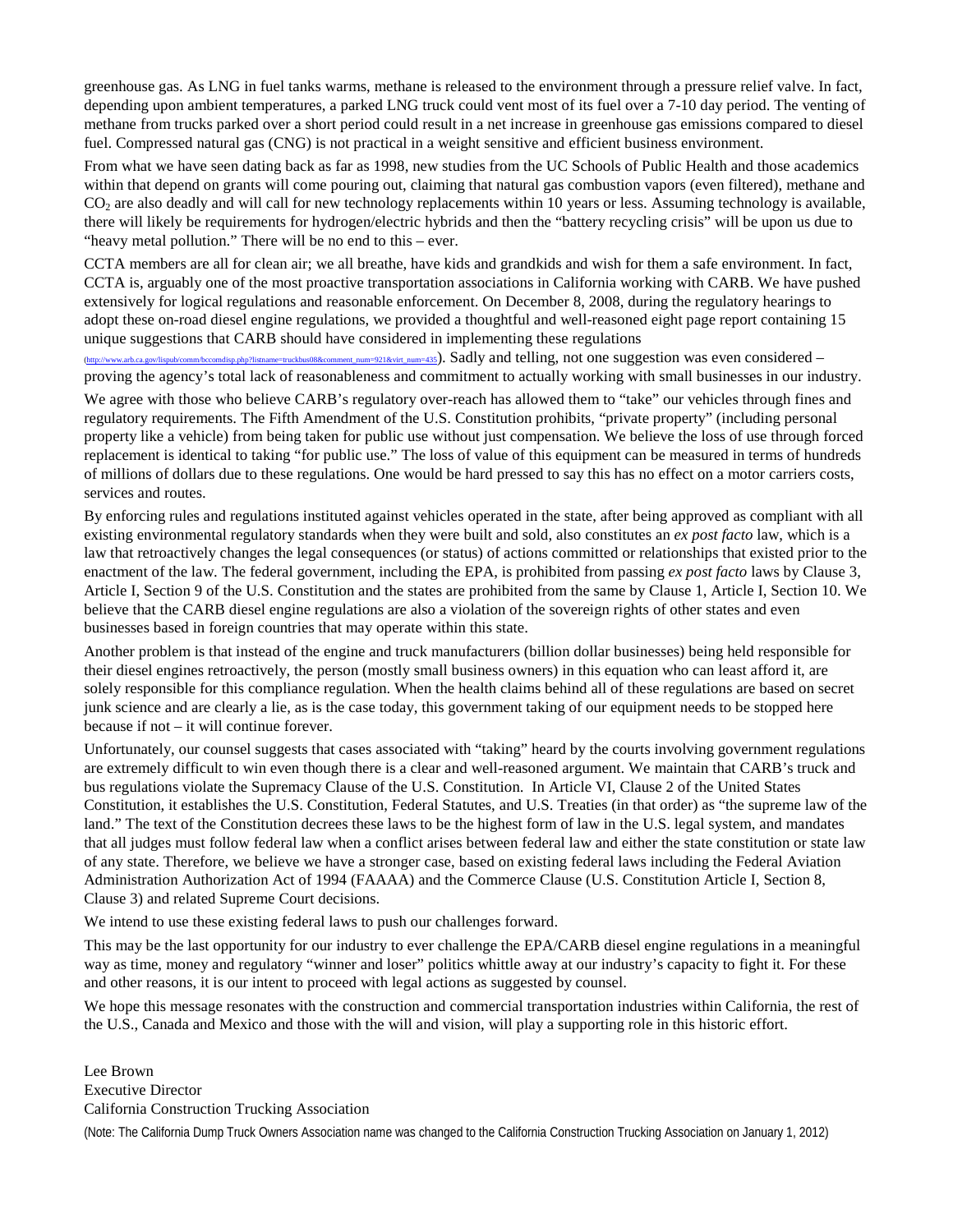greenhouse gas. As LNG in fuel tanks warms, methane is released to the environment through a pressure relief valve. In fact, depending upon ambient temperatures, a parked LNG truck could vent most of its fuel over a 7-10 day period. The venting of methane from trucks parked over a short period could result in a net increase in greenhouse gas emissions compared to diesel fuel. Compressed natural gas (CNG) is not practical in a weight sensitive and efficient business environment.

From what we have seen dating back as far as 1998, new studies from the UC Schools of Public Health and those academics within that depend on grants will come pouring out, claiming that natural gas combustion vapors (even filtered), methane and $CO_2$ are also deadly and will call for new technology replacements within 10 years or less. Assuming technology is available, there will likely be requirements for hydrogen/electric hybrids and then the "battery recycling crisis" will be upon us due to "heavy metal pollution." There will be no end to this – ever.

CCTA members are all for clean air; we all breathe, have kids and grandkids and wish for them a safe environment. In fact, CCTA is, arguably one of the most proactive transportation associations in California working with CARB. We have pushed extensively for logical regulations and reasonable enforcement. On December 8, 2008, during the regulatory hearings to adopt these on-road diesel engine regulations, we provided a thoughtful and well-reasoned eight page report containing 15 unique suggestions that CARB should have considered in implementing these regulations (http://www.arb.ca.gov/lispub/comm/bccomdisp.php?listname=truckbus08&comment_num=921&virt_num=435). Sadly and telling, not one suggestion was even considered – proving the agency's total lack of reasonableness and commitment to actually working with small businesses in our industry.

We agree with those who believe CARB's regulatory over-reach has allowed them to "take" our vehicles through fines and regulatory requirements. The Fifth Amendment of the U.S. Constitution prohibits, "private property" (including personal property like a vehicle) from being taken for public use without just compensation. We believe the loss of use through forced replacement is identical to taking "for public use." The loss of value of this equipment can be measured in terms of hundreds of millions of dollars due to these regulations. One would be hard pressed to say this has no effect on a motor carriers costs, services and routes.

By enforcing rules and regulations instituted against vehicles operated in the state, after being approved as compliant with all existing environmental regulatory standards when they were built and sold, also constitutes an *ex post facto* law, which is a law that retroactively changes the legal consequences (or status) of actions committed or relationships that existed prior to the enactment of the law. The federal government, including the EPA, is prohibited from passing *ex post facto* laws by Clause 3, Article I, Section 9 of the U.S. Constitution and the states are prohibited from the same by Clause 1, Article I, Section 10. We believe that the CARB diesel engine regulations are also a violation of the sovereign rights of other states and even businesses based in foreign countries that may operate within this state.

Another problem is that instead of the engine and truck manufacturers (billion dollar businesses) being held responsible for their diesel engines retroactively, the person (mostly small business owners) in this equation who can least afford it, are solely responsible for this compliance regulation. When the health claims behind all of these regulations are based on secret junk science and are clearly a lie, as is the case today, this government taking of our equipment needs to be stopped here because if not – it will continue forever.

Unfortunately, our counsel suggests that cases associated with "taking" heard by the courts involving government regulations are extremely difficult to win even though there is a clear and well-reasoned argument. We maintain that CARB's truck and bus regulations violate the Supremacy Clause of the U.S. Constitution. In Article VI, Clause 2 of the United States Constitution, it establishes the U.S. Constitution, Federal Statutes, and U.S. Treaties (in that order) as "the supreme law of the land." The text of the Constitution decrees these laws to be the highest form of law in the U.S. legal system, and mandates that all judges must follow federal law when a conflict arises between federal law and either the state constitution or state law of any state. Therefore, we believe we have a stronger case, based on existing federal laws including the Federal Aviation Administration Authorization Act of 1994 (FAAAA) and the Commerce Clause (U.S. Constitution Article I, Section 8, Clause 3) and related Supreme Court decisions.

We intend to use these existing federal laws to push our challenges forward.

This may be the last opportunity for our industry to ever challenge the EPA/CARB diesel engine regulations in a meaningful way as time, money and regulatory "winner and loser" politics whittle away at our industry's capacity to fight it. For these and other reasons, it is our intent to proceed with legal actions as suggested by counsel.

We hope this message resonates with the construction and commercial transportation industries within California, the rest of the U.S., Canada and Mexico and those with the will and vision, will play a supporting role in this historic effort.

Lee Brown
Executive Director
California Construction Trucking Association

(Note: The California Dump Truck Owners Association name was changed to the California Construction Trucking Association on January 1, 2012)